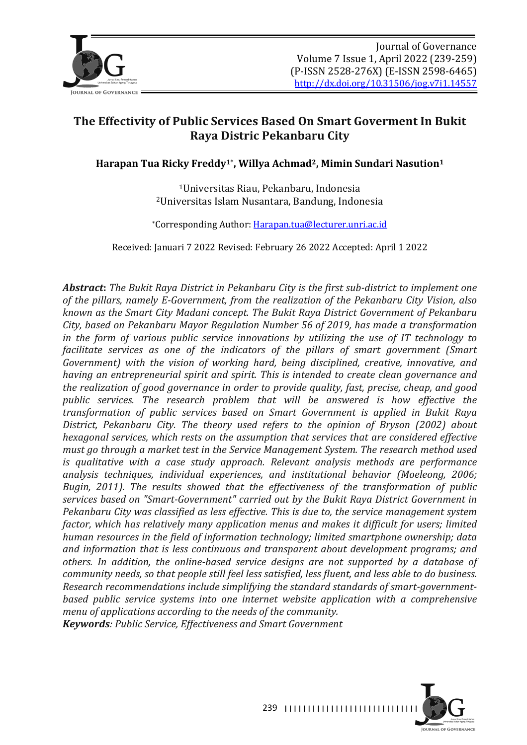# The Effectivity of Public Services Based On Smart Goverment In Bukit Raya Distric Pekanbaru City

**Harapan Tua Ricky Freddy[1*], Willya Achmad[2], Mimin Sundari Nasution[1]**

[1]Universitas Riau, Pekanbaru, Indonesia
[2]Universitas Islam Nusantara, Bandung, Indonesia

*Corresponding Author: Harapan.tua@lecturer.unri.ac.id

Received: Januari 7 2022 Revised: February 26 2022 Accepted: April 1 2022

***Abstract*:** *The Bukit Raya District in Pekanbaru City is the first sub-district to implement one of the pillars, namely E-Government, from the realization of the Pekanbaru City Vision, also known as the Smart City Madani concept. The Bukit Raya District Government of Pekanbaru City, based on Pekanbaru Mayor Regulation Number 56 of 2019, has made a transformation in the form of various public service innovations by utilizing the use of IT technology to facilitate services as one of the indicators of the pillars of smart government (Smart Government) with the vision of working hard, being disciplined, creative, innovative, and having an entrepreneurial spirit and spirit. This is intended to create clean governance and the realization of good governance in order to provide quality, fast, precise, cheap, and good public services. The research problem that will be answered is how effective the transformation of public services based on Smart Government is applied in Bukit Raya District, Pekanbaru City. The theory used refers to the opinion of Bryson (2002) about hexagonal services, which rests on the assumption that services that are considered effective must go through a market test in the Service Management System. The research method used is qualitative with a case study approach. Relevant analysis methods are performance analysis techniques, individual experiences, and institutional behavior (Moeleong, 2006; Bugin, 2011). The results showed that the effectiveness of the transformation of public services based on "Smart-Government" carried out by the Bukit Raya District Government in Pekanbaru City was classified as less effective. This is due to, the service management system factor, which has relatively many application menus and makes it difficult for users; limited human resources in the field of information technology; limited smartphone ownership; data and information that is less continuous and transparent about development programs; and others. In addition, the online-based service designs are not supported by a database of community needs, so that people still feel less satisfied, less fluent, and less able to do business. Research recommendations include simplifying the standard standards of smart-government-based public service systems into one internet website application with a comprehensive menu of applications according to the needs of the community.*

***Keywords****: Public Service, Effectiveness and Smart Government*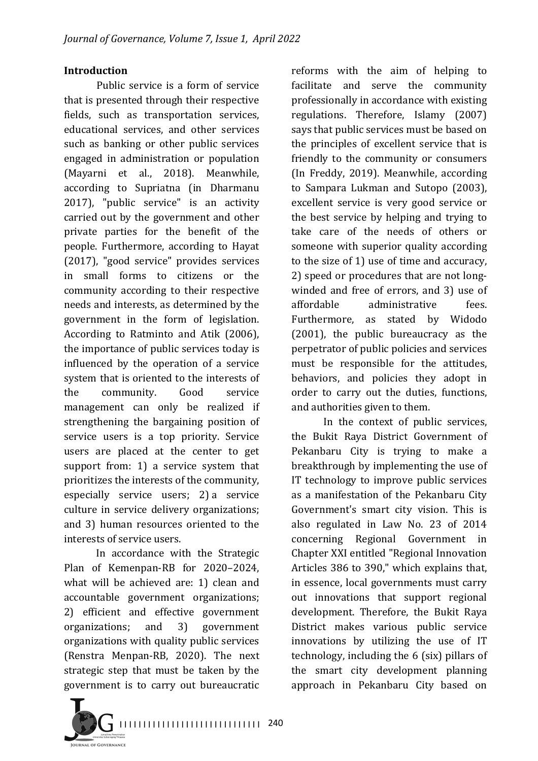## Introduction

Public service is a form of service that is presented through their respective fields, such as transportation services, educational services, and other services such as banking or other public services engaged in administration or population (Mayarni et al., 2018). Meanwhile, according to Supriatna (in Dharmanu 2017), "public service" is an activity carried out by the government and other private parties for the benefit of the people. Furthermore, according to Hayat (2017), "good service" provides services in small forms to citizens or the community according to their respective needs and interests, as determined by the government in the form of legislation. According to Ratminto and Atik (2006), the importance of public services today is influenced by the operation of a service system that is oriented to the interests of the community. Good service management can only be realized if strengthening the bargaining position of service users is a top priority. Service users are placed at the center to get support from: 1) a service system that prioritizes the interests of the community, especially service users; 2) a service culture in service delivery organizations; and 3) human resources oriented to the interests of service users.

In accordance with the Strategic Plan of Kemenpan-RB for 2020–2024, what will be achieved are: 1) clean and accountable government organizations; 2) efficient and effective government organizations; and 3) government organizations with quality public services (Renstra Menpan-RB, 2020). The next strategic step that must be taken by the government is to carry out bureaucratic reforms with the aim of helping to facilitate and serve the community professionally in accordance with existing regulations. Therefore, Islamy (2007) says that public services must be based on the principles of excellent service that is friendly to the community or consumers (In Freddy, 2019). Meanwhile, according to Sampara Lukman and Sutopo (2003), excellent service is very good service or the best service by helping and trying to take care of the needs of others or someone with superior quality according to the size of 1) use of time and accuracy, 2) speed or procedures that are not long-winded and free of errors, and 3) use of affordable administrative fees. Furthermore, as stated by Widodo (2001), the public bureaucracy as the perpetrator of public policies and services must be responsible for the attitudes, behaviors, and policies they adopt in order to carry out the duties, functions, and authorities given to them.

In the context of public services, the Bukit Raya District Government of Pekanbaru City is trying to make a breakthrough by implementing the use of IT technology to improve public services as a manifestation of the Pekanbaru City Government's smart city vision. This is also regulated in Law No. 23 of 2014 concerning Regional Government in Chapter XXI entitled "Regional Innovation Articles 386 to 390," which explains that, in essence, local governments must carry out innovations that support regional development. Therefore, the Bukit Raya District makes various public service innovations by utilizing the use of IT technology, including the 6 (six) pillars of the smart city development planning approach in Pekanbaru City based on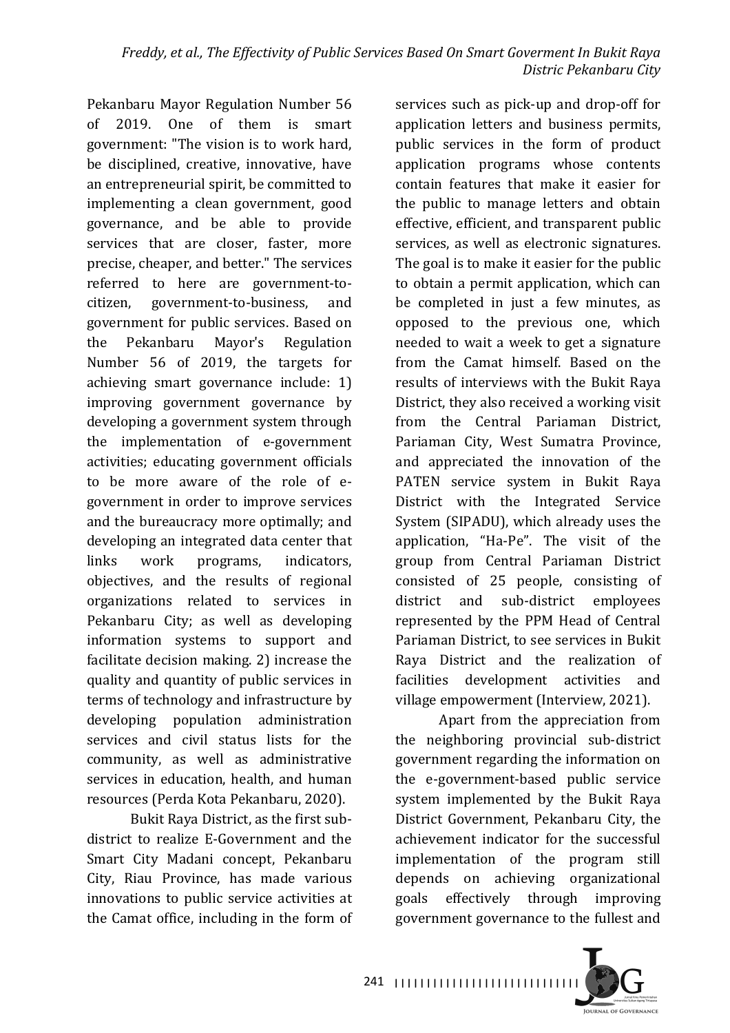Pekanbaru Mayor Regulation Number 56 of 2019. One of them is smart government: "The vision is to work hard, be disciplined, creative, innovative, have an entrepreneurial spirit, be committed to implementing a clean government, good governance, and be able to provide services that are closer, faster, more precise, cheaper, and better." The services referred to here are government-to-citizen, government-to-business, and government for public services. Based on the Pekanbaru Mayor's Regulation Number 56 of 2019, the targets for achieving smart governance include: 1) improving government governance by developing a government system through the implementation of e-government activities; educating government officials to be more aware of the role of e-government in order to improve services and the bureaucracy more optimally; and developing an integrated data center that links work programs, indicators, objectives, and the results of regional organizations related to services in Pekanbaru City; as well as developing information systems to support and facilitate decision making. 2) increase the quality and quantity of public services in terms of technology and infrastructure by developing population administration services and civil status lists for the community, as well as administrative services in education, health, and human resources (Perda Kota Pekanbaru, 2020).

Bukit Raya District, as the first sub-district to realize E-Government and the Smart City Madani concept, Pekanbaru City, Riau Province, has made various innovations to public service activities at the Camat office, including in the form of services such as pick-up and drop-off for application letters and business permits, public services in the form of product application programs whose contents contain features that make it easier for the public to manage letters and obtain effective, efficient, and transparent public services, as well as electronic signatures. The goal is to make it easier for the public to obtain a permit application, which can be completed in just a few minutes, as opposed to the previous one, which needed to wait a week to get a signature from the Camat himself. Based on the results of interviews with the Bukit Raya District, they also received a working visit from the Central Pariaman District, Pariaman City, West Sumatra Province, and appreciated the innovation of the PATEN service system in Bukit Raya District with the Integrated Service System (SIPADU), which already uses the application, "Ha-Pe". The visit of the group from Central Pariaman District consisted of 25 people, consisting of district and sub-district employees represented by the PPM Head of Central Pariaman District, to see services in Bukit Raya District and the realization of facilities development activities and village empowerment (Interview, 2021).

Apart from the appreciation from the neighboring provincial sub-district government regarding the information on the e-government-based public service system implemented by the Bukit Raya District Government, Pekanbaru City, the achievement indicator for the successful implementation of the program still depends on achieving organizational goals effectively through improving government governance to the fullest and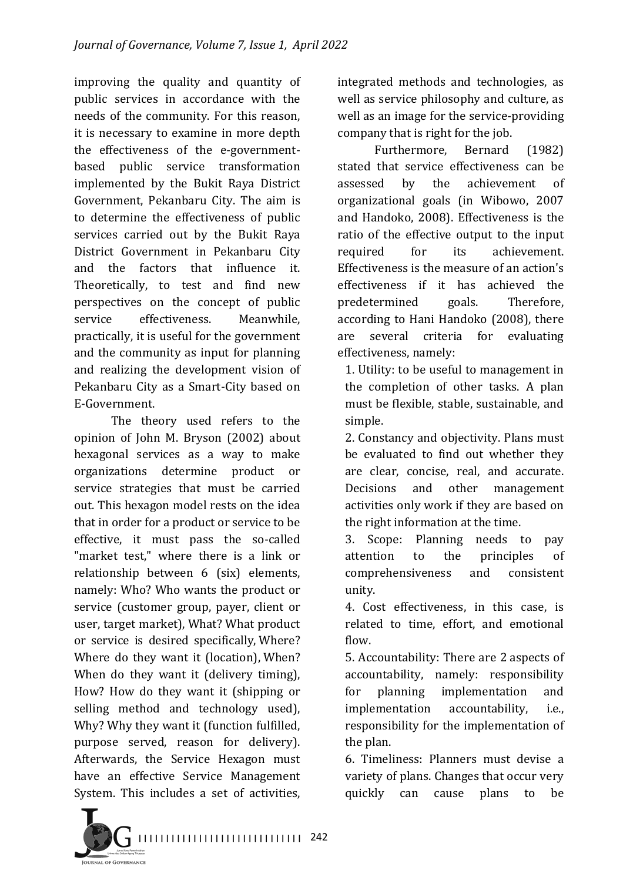improving the quality and quantity of public services in accordance with the needs of the community. For this reason, it is necessary to examine in more depth the effectiveness of the e-government-based public service transformation implemented by the Bukit Raya District Government, Pekanbaru City. The aim is to determine the effectiveness of public services carried out by the Bukit Raya District Government in Pekanbaru City and the factors that influence it. Theoretically, to test and find new perspectives on the concept of public service effectiveness. Meanwhile, practically, it is useful for the government and the community as input for planning and realizing the development vision of Pekanbaru City as a Smart-City based on E-Government.

The theory used refers to the opinion of John M. Bryson (2002) about hexagonal services as a way to make organizations determine product or service strategies that must be carried out. This hexagon model rests on the idea that in order for a product or service to be effective, it must pass the so-called "market test," where there is a link or relationship between 6 (six) elements, namely: Who? Who wants the product or service (customer group, payer, client or user, target market), What? What product or service is desired specifically, Where? Where do they want it (location), When? When do they want it (delivery timing), How? How do they want it (shipping or selling method and technology used), Why? Why they want it (function fulfilled, purpose served, reason for delivery). Afterwards, the Service Hexagon must have an effective Service Management System. This includes a set of activities, integrated methods and technologies, as well as service philosophy and culture, as well as an image for the service-providing company that is right for the job.

Furthermore, Bernard (1982) stated that service effectiveness can be assessed by the achievement of organizational goals (in Wibowo, 2007 and Handoko, 2008). Effectiveness is the ratio of the effective output to the input required for its achievement. Effectiveness is the measure of an action's effectiveness if it has achieved the predetermined goals. Therefore, according to Hani Handoko (2008), there are several criteria for evaluating effectiveness, namely:

1. Utility: to be useful to management in the completion of other tasks. A plan must be flexible, stable, sustainable, and simple.
2. Constancy and objectivity. Plans must be evaluated to find out whether they are clear, concise, real, and accurate. Decisions and other management activities only work if they are based on the right information at the time.
3. Scope: Planning needs to pay attention to the principles of comprehensiveness and consistent unity.
4. Cost effectiveness, in this case, is related to time, effort, and emotional flow.
5. Accountability: There are 2 aspects of accountability, namely: responsibility for planning implementation and implementation accountability, i.e., responsibility for the implementation of the plan.
6. Timeliness: Planners must devise a variety of plans. Changes that occur very quickly can cause plans to be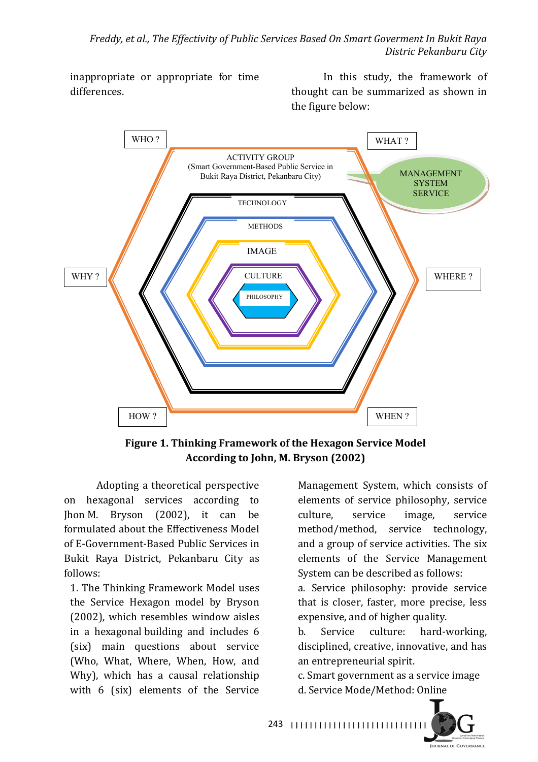inappropriate or appropriate for time differences.

In this study, the framework of thought can be summarized as shown in the figure below:

WHO ? | WHAT ? | WHY ? | WHERE ? | HOW ? | WHEN ?

ACTIVITY GROUP (Smart Government-Based Public Service in Bukit Raya District, Pekanbaru City)

MANAGEMENT SYSTEM SERVICE

TECHNOLOGY

METHODS

IMAGE

CULTURE

PHILOSOPHY

**Figure 1. Thinking Framework of the Hexagon Service Model According to John, M. Bryson (2002)**

Adopting a theoretical perspective on hexagonal services according to Jhon M. Bryson (2002), it can be formulated about the Effectiveness Model of E-Government-Based Public Services in Bukit Raya District, Pekanbaru City as follows:

1. The Thinking Framework Model uses the Service Hexagon model by Bryson (2002), which resembles window aisles in a hexagonal building and includes 6 (six) main questions about service (Who, What, Where, When, How, and Why), which has a causal relationship with 6 (six) elements of the Service Management System, which consists of elements of service philosophy, service culture, service image, service method/method, service technology, and a group of service activities. The six elements of the Service Management System can be described as follows:

a. Service philosophy: provide service that is closer, faster, more precise, less expensive, and of higher quality.

b. Service culture: hard-working, disciplined, creative, innovative, and has an entrepreneurial spirit.

c. Smart government as a service image

d. Service Mode/Method: Online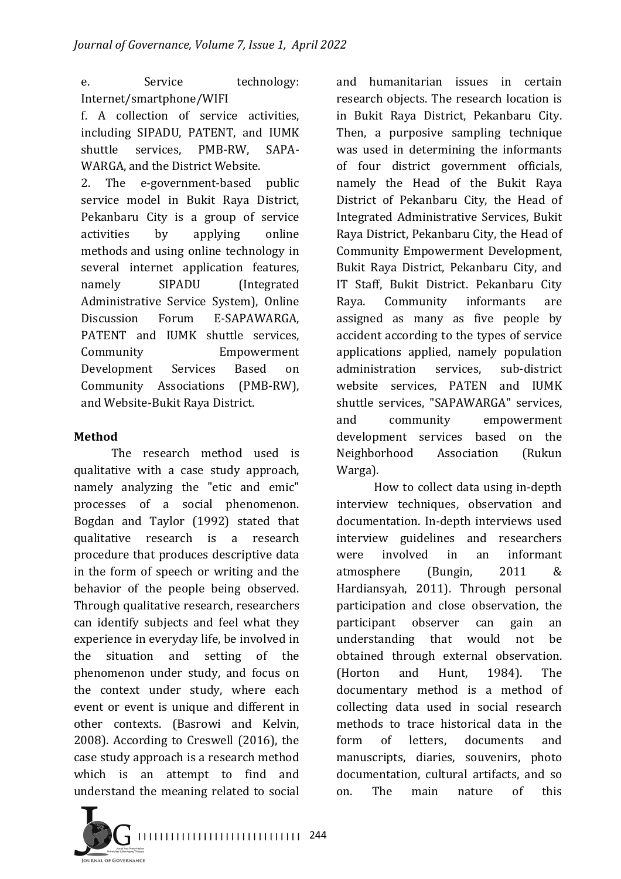e. Service technology: Internet/smartphone/WIFI

f. A collection of service activities, including SIPADU, PATENT, and IUMK shuttle services, PMB-RW, SAPA-WARGA, and the District Website.

2. The e-government-based public service model in Bukit Raya District, Pekanbaru City is a group of service activities by applying online methods and using online technology in several internet application features, namely SIPADU (Integrated Administrative Service System), Online Discussion Forum E-SAPAWARGA, PATENT and IUMK shuttle services, Community Empowerment Development Services Based on Community Associations (PMB-RW), and Website-Bukit Raya District.

## Method

The research method used is qualitative with a case study approach, namely analyzing the "etic and emic" processes of a social phenomenon. Bogdan and Taylor (1992) stated that qualitative research is a research procedure that produces descriptive data in the form of speech or writing and the behavior of the people being observed. Through qualitative research, researchers can identify subjects and feel what they experience in everyday life, be involved in the situation and setting of the phenomenon under study, and focus on the context under study, where each event or event is unique and different in other contexts. (Basrowi and Kelvin, 2008). According to Creswell (2016), the case study approach is a research method which is an attempt to find and understand the meaning related to social and humanitarian issues in certain research objects. The research location is in Bukit Raya District, Pekanbaru City. Then, a purposive sampling technique was used in determining the informants of four district government officials, namely the Head of the Bukit Raya District of Pekanbaru City, the Head of Integrated Administrative Services, Bukit Raya District, Pekanbaru City, the Head of Community Empowerment Development, Bukit Raya District, Pekanbaru City, and IT Staff, Bukit District. Pekanbaru City Raya. Community informants are assigned as many as five people by accident according to the types of service applications applied, namely population administration services, sub-district website services, PATEN and IUMK shuttle services, "SAPAWARGA" services, and community empowerment development services based on the Neighborhood Association (Rukun Warga).

How to collect data using in-depth interview techniques, observation and documentation. In-depth interviews used interview guidelines and researchers were involved in an informant atmosphere (Bungin, 2011 & Hardiansyah, 2011). Through personal participation and close observation, the participant observer can gain an understanding that would not be obtained through external observation. (Horton and Hunt, 1984). The documentary method is a method of collecting data used in social research methods to trace historical data in the form of letters, documents and manuscripts, diaries, souvenirs, photo documentation, cultural artifacts, and so on. The main nature of this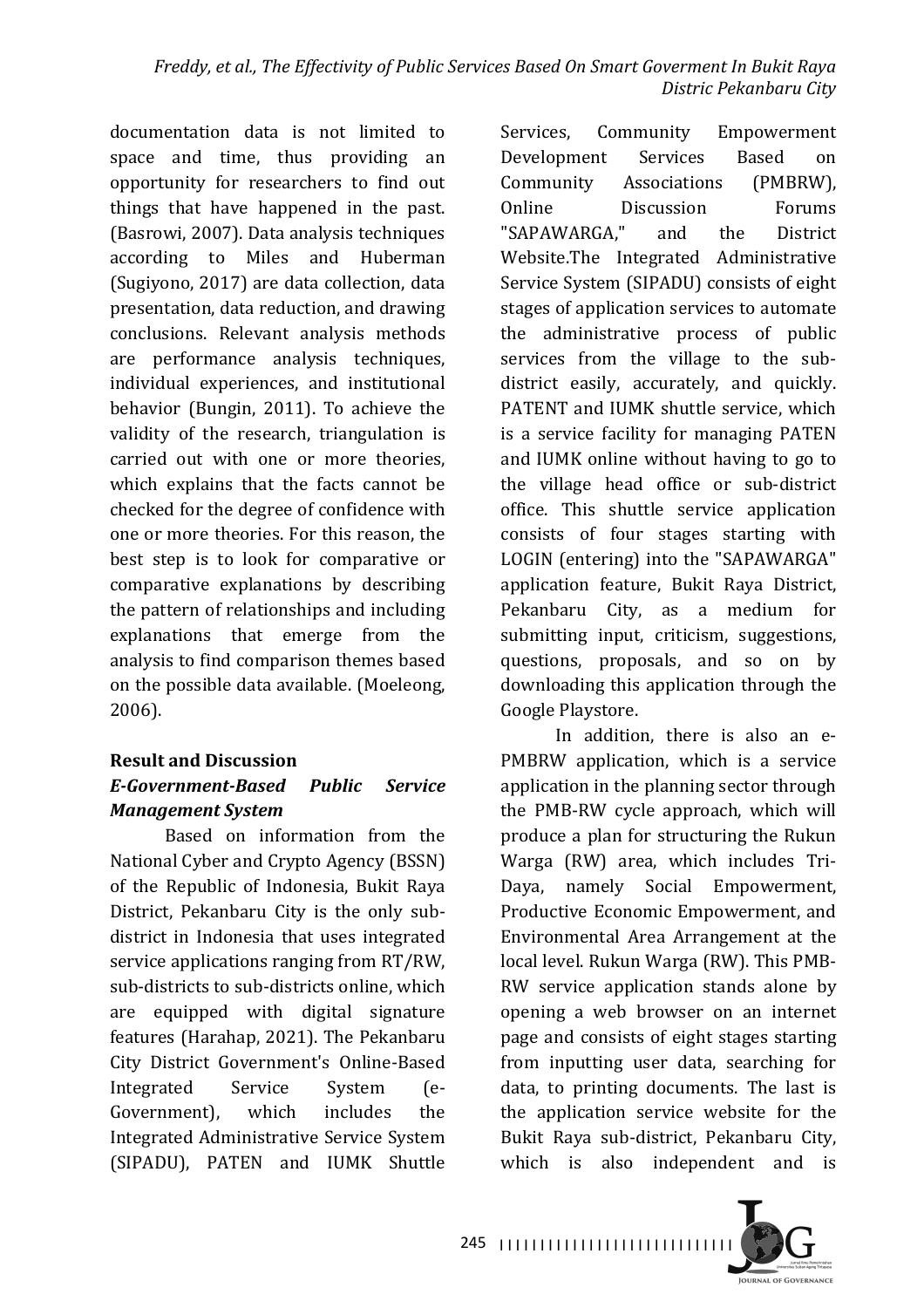documentation data is not limited to space and time, thus providing an opportunity for researchers to find out things that have happened in the past. (Basrowi, 2007). Data analysis techniques according to Miles and Huberman (Sugiyono, 2017) are data collection, data presentation, data reduction, and drawing conclusions. Relevant analysis methods are performance analysis techniques, individual experiences, and institutional behavior (Bungin, 2011). To achieve the validity of the research, triangulation is carried out with one or more theories, which explains that the facts cannot be checked for the degree of confidence with one or more theories. For this reason, the best step is to look for comparative or comparative explanations by describing the pattern of relationships and including explanations that emerge from the analysis to find comparison themes based on the possible data available. (Moeleong, 2006).

## Result and Discussion

### *E-Government-Based Public Service Management System*

Based on information from the National Cyber and Crypto Agency (BSSN) of the Republic of Indonesia, Bukit Raya District, Pekanbaru City is the only sub-district in Indonesia that uses integrated service applications ranging from RT/RW, sub-districts to sub-districts online, which are equipped with digital signature features (Harahap, 2021). The Pekanbaru City District Government's Online-Based Integrated Service System (e-Government), which includes the Integrated Administrative Service System (SIPADU), PATEN and IUMK Shuttle Services, Community Empowerment Development Services Based on Community Associations (PMBRW), Online Discussion Forums "SAPAWARGA," and the District Website.The Integrated Administrative Service System (SIPADU) consists of eight stages of application services to automate the administrative process of public services from the village to the sub-district easily, accurately, and quickly. PATENT and IUMK shuttle service, which is a service facility for managing PATEN and IUMK online without having to go to the village head office or sub-district office. This shuttle service application consists of four stages starting with LOGIN (entering) into the "SAPAWARGA" application feature, Bukit Raya District, Pekanbaru City, as a medium for submitting input, criticism, suggestions, questions, proposals, and so on by downloading this application through the Google Playstore.

In addition, there is also an e-PMBRW application, which is a service application in the planning sector through the PMB-RW cycle approach, which will produce a plan for structuring the Rukun Warga (RW) area, which includes Tri-Daya, namely Social Empowerment, Productive Economic Empowerment, and Environmental Area Arrangement at the local level. Rukun Warga (RW). This PMB-RW service application stands alone by opening a web browser on an internet page and consists of eight stages starting from inputting user data, searching for data, to printing documents. The last is the application service website for the Bukit Raya sub-district, Pekanbaru City, which is also independent and is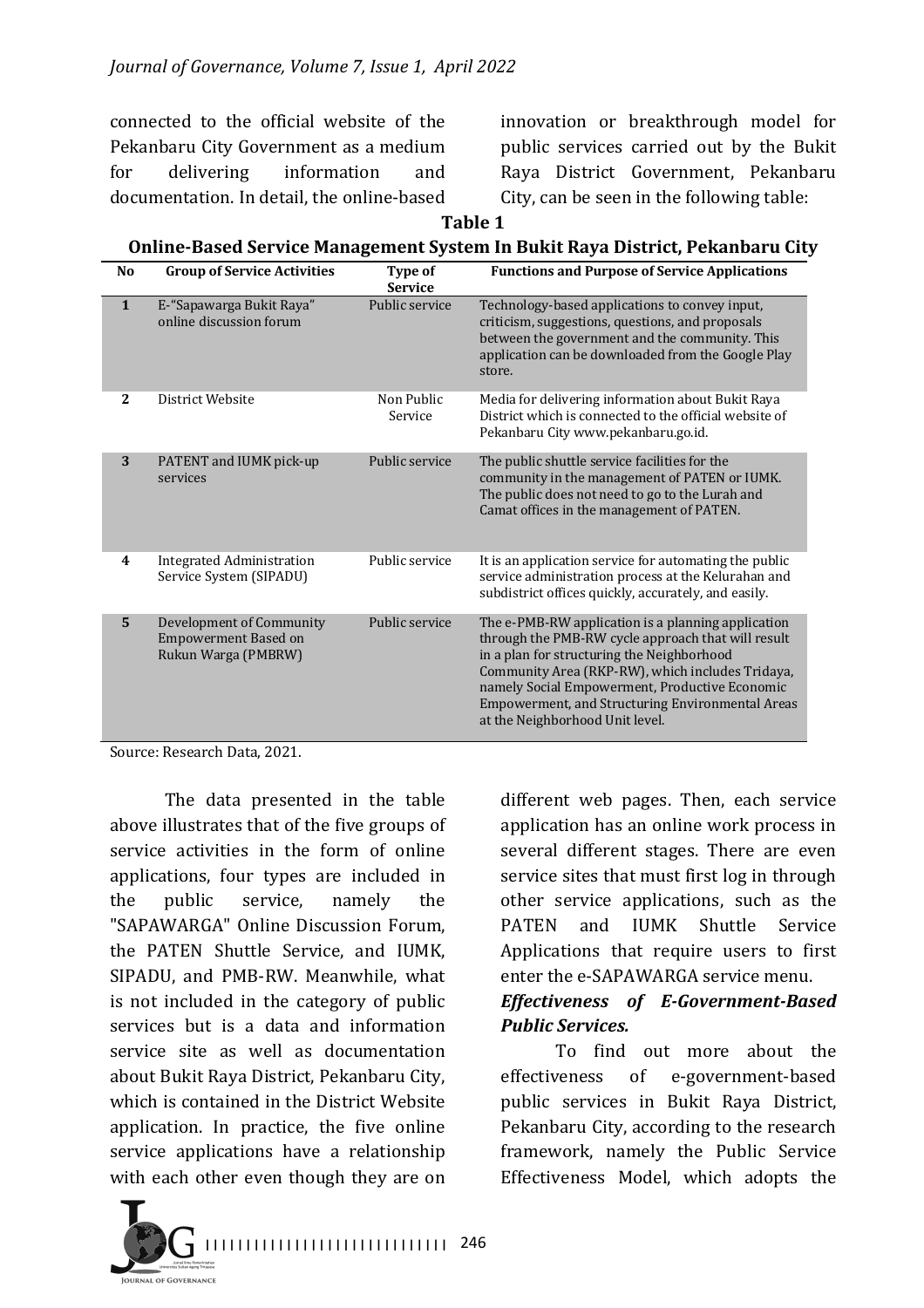connected to the official website of the Pekanbaru City Government as a medium for delivering information and documentation. In detail, the online-based innovation or breakthrough model for public services carried out by the Bukit Raya District Government, Pekanbaru City, can be seen in the following table:

**Table 1**
**Online-Based Service Management System In Bukit Raya District, Pekanbaru City**

| No | Group of Service Activities | Type of Service | Functions and Purpose of Service Applications |
|---|---|---|---|
| 1 | E-"Sapawarga Bukit Raya" online discussion forum | Public service | Technology-based applications to convey input, criticism, suggestions, questions, and proposals between the government and the community. This application can be downloaded from the Google Play store. |
| 2 | District Website | Non Public Service | Media for delivering information about Bukit Raya District which is connected to the official website of Pekanbaru City www.pekanbaru.go.id. |
| 3 | PATENT and IUMK pick-up services | Public service | The public shuttle service facilities for the community in the management of PATEN or IUMK. The public does not need to go to the Lurah and Camat offices in the management of PATEN. |
| 4 | Integrated Administration Service System (SIPADU) | Public service | It is an application service for automating the public service administration process at the Kelurahan and subdistrict offices quickly, accurately, and easily. |
| 5 | Development of Community Empowerment Based on Rukun Warga (PMBRW) | Public service | The e-PMB-RW application is a planning application through the PMB-RW cycle approach that will result in a plan for structuring the Neighborhood Community Area (RKP-RW), which includes Tridaya, namely Social Empowerment, Productive Economic Empowerment, and Structuring Environmental Areas at the Neighborhood Unit level. |

Source: Research Data, 2021.

The data presented in the table above illustrates that of the five groups of service activities in the form of online applications, four types are included in the public service, namely the "SAPAWARGA" Online Discussion Forum, the PATEN Shuttle Service, and IUMK, SIPADU, and PMB-RW. Meanwhile, what is not included in the category of public services but is a data and information service site as well as documentation about Bukit Raya District, Pekanbaru City, which is contained in the District Website application. In practice, the five online service applications have a relationship with each other even though they are on different web pages. Then, each service application has an online work process in several different stages. There are even service sites that must first log in through other service applications, such as the PATEN and IUMK Shuttle Service Applications that require users to first enter the e-SAPAWARGA service menu.

***Effectiveness of E-Government-Based Public Services.***

To find out more about the effectiveness of e-government-based public services in Bukit Raya District, Pekanbaru City, according to the research framework, namely the Public Service Effectiveness Model, which adopts the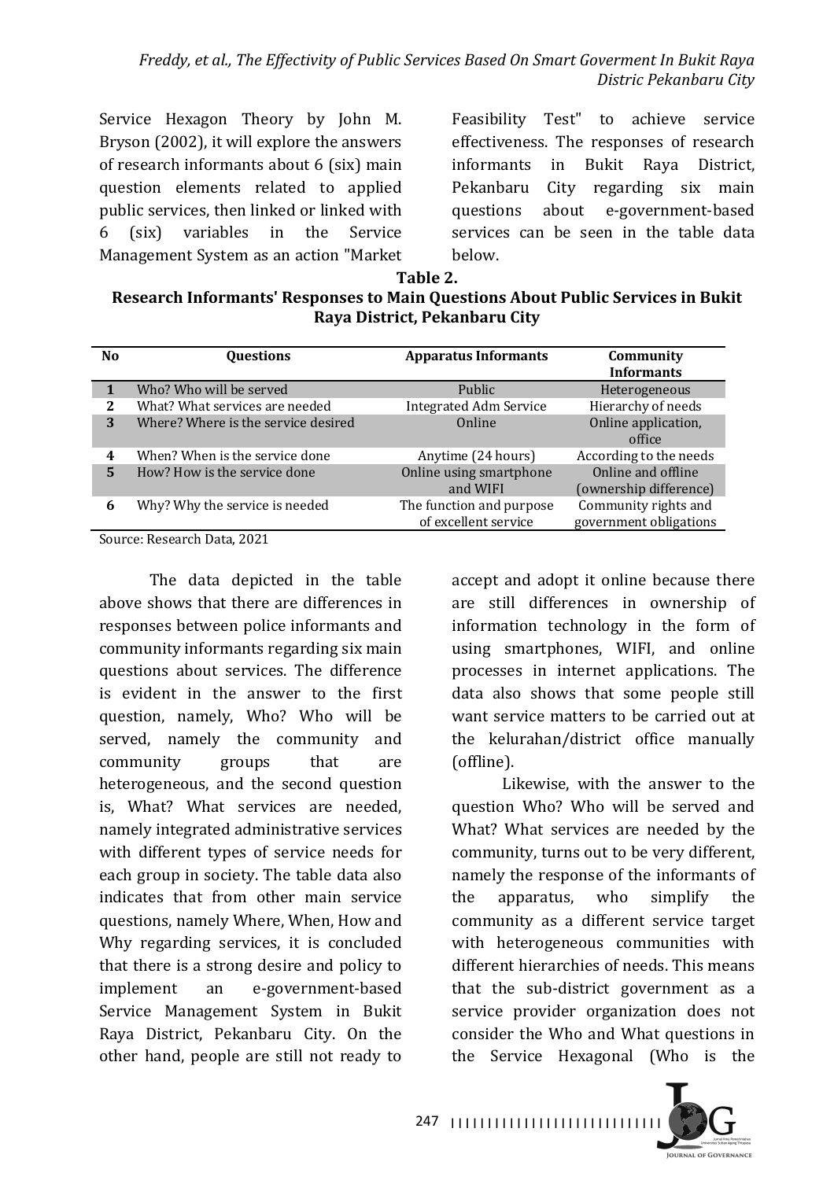Service Hexagon Theory by John M. Bryson (2002), it will explore the answers of research informants about 6 (six) main question elements related to applied public services, then linked or linked with 6 (six) variables in the Service Management System as an action "Market Feasibility Test" to achieve service effectiveness. The responses of research informants in Bukit Raya District, Pekanbaru City regarding six main questions about e-government-based services can be seen in the table data below.

**Table 2.**
**Research Informants' Responses to Main Questions About Public Services in Bukit Raya District, Pekanbaru City**

| No | Questions | Apparatus Informants | Community Informants |
|---|---|---|---|
| 1 | Who? Who will be served | Public | Heterogeneous |
| 2 | What? What services are needed | Integrated Adm Service | Hierarchy of needs |
| 3 | Where? Where is the service desired | Online | Online application, office |
| 4 | When? When is the service done | Anytime (24 hours) | According to the needs |
| 5 | How? How is the service done | Online using smartphone and WIFI | Online and offline (ownership difference) |
| 6 | Why? Why the service is needed | The function and purpose of excellent service | Community rights and government obligations |

Source: Research Data, 2021

The data depicted in the table above shows that there are differences in responses between police informants and community informants regarding six main questions about services. The difference is evident in the answer to the first question, namely, Who? Who will be served, namely the community and community groups that are heterogeneous, and the second question is, What? What services are needed, namely integrated administrative services with different types of service needs for each group in society. The table data also indicates that from other main service questions, namely Where, When, How and Why regarding services, it is concluded that there is a strong desire and policy to implement an e-government-based Service Management System in Bukit Raya District, Pekanbaru City. On the other hand, people are still not ready to accept and adopt it online because there are still differences in ownership of information technology in the form of using smartphones, WIFI, and online processes in internet applications. The data also shows that some people still want service matters to be carried out at the kelurahan/district office manually (offline).

Likewise, with the answer to the question Who? Who will be served and What? What services are needed by the community, turns out to be very different, namely the response of the informants of the apparatus, who simplify the community as a different service target with heterogeneous communities with different hierarchies of needs. This means that the sub-district government as a service provider organization does not consider the Who and What questions in the Service Hexagonal (Who is the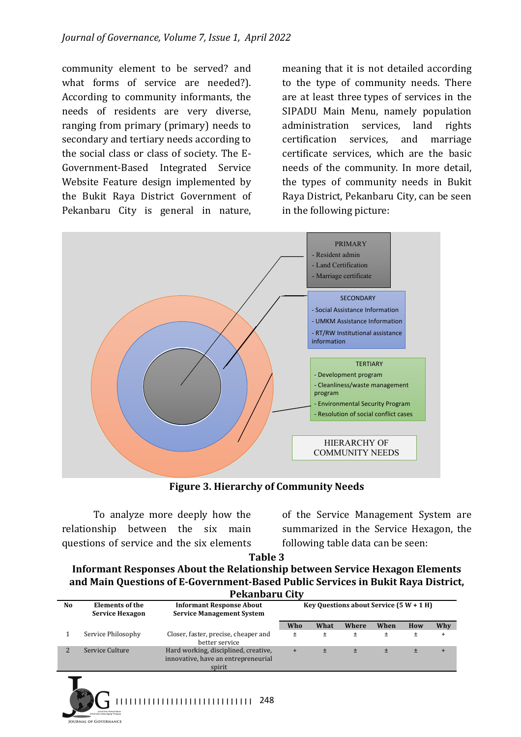community element to be served? and what forms of service are needed?). According to community informants, the needs of residents are very diverse, ranging from primary (primary) needs to secondary and tertiary needs according to the social class or class of society. The E-Government-Based Integrated Service Website Feature design implemented by the Bukit Raya District Government of Pekanbaru City is general in nature, meaning that it is not detailed according to the type of community needs. There are at least three types of services in the SIPADU Main Menu, namely population administration services, land rights certification services, and marriage certificate services, which are the basic needs of the community. In more detail, the types of community needs in Bukit Raya District, Pekanbaru City, can be seen in the following picture:

PRIMARY
- Resident admin
- Land Certification
- Marriage certificate

SECONDARY
- Social Assistance Information
- UMKM Assistance Information
- RT/RW Institutional assistance information

TERTIARY
- Development program
- Cleanliness/waste management program
- Environmental Security Program
- Resolution of social conflict cases

HIERARCHY OF COMMUNITY NEEDS

**Figure 3. Hierarchy of Community Needs**

To analyze more deeply how the relationship between the six main questions of service and the six elements of the Service Management System are summarized in the Service Hexagon, the following table data can be seen:

**Table 3**
**Informant Responses About the Relationship between Service Hexagon Elements and Main Questions of E-Government-Based Public Services in Bukit Raya District, Pekanbaru City**

| No | Elements of the Service Hexagon | Informant Response About Service Management System | Key Questions about Service (5 W + 1 H) | | | | | |
|---|---|---|---|---|---|---|---|---|
| | | | Who | What | Where | When | How | Why |
| 1 | Service Philosophy | Closer, faster, precise, cheaper and better service | ± | ± | ± | ± | ± | + |
| 2 | Service Culture | Hard working, disciplined, creative, innovative, have an entrepreneurial spirit | + | ± | ± | ± | ± | + |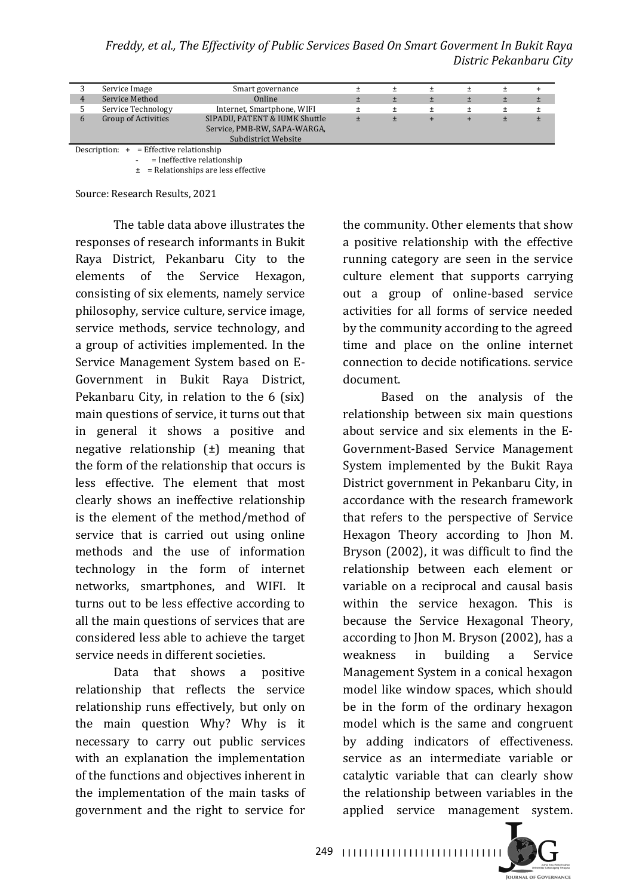| 3 | Service Image | Smart governance | ± | ± | ± | ± | ± | + |
|---|---|---|---|---|---|---|---|---|
| 4 | Service Method | Online | ± | ± | ± | ± | ± | ± |
| 5 | Service Technology | Internet, Smartphone, WIFI | ± | ± | ± | ± | ± | ± |
| 6 | Group of Activities | SIPADU, PATENT & IUMK Shuttle Service, PMB-RW, SAPA-WARGA, Subdistrict Website | ± | ± | + | + | ± | ± |

Description: + = Effective relationship
- = Ineffective relationship
± = Relationships are less effective

Source: Research Results, 2021

The table data above illustrates the responses of research informants in Bukit Raya District, Pekanbaru City to the elements of the Service Hexagon, consisting of six elements, namely service philosophy, service culture, service image, service methods, service technology, and a group of activities implemented. In the Service Management System based on E-Government in Bukit Raya District, Pekanbaru City, in relation to the 6 (six) main questions of service, it turns out that in general it shows a positive and negative relationship (±) meaning that the form of the relationship that occurs is less effective. The element that most clearly shows an ineffective relationship is the element of the method/method of service that is carried out using online methods and the use of information technology in the form of internet networks, smartphones, and WIFI. It turns out to be less effective according to all the main questions of services that are considered less able to achieve the target service needs in different societies.

Data that shows a positive relationship that reflects the service relationship runs effectively, but only on the main question Why? Why is it necessary to carry out public services with an explanation the implementation of the functions and objectives inherent in the implementation of the main tasks of government and the right to service for the community. Other elements that show a positive relationship with the effective running category are seen in the service culture element that supports carrying out a group of online-based service activities for all forms of service needed by the community according to the agreed time and place on the online internet connection to decide notifications. service document.

Based on the analysis of the relationship between six main questions about service and six elements in the E-Government-Based Service Management System implemented by the Bukit Raya District government in Pekanbaru City, in accordance with the research framework that refers to the perspective of Service Hexagon Theory according to Jhon M. Bryson (2002), it was difficult to find the relationship between each element or variable on a reciprocal and causal basis within the service hexagon. This is because the Service Hexagonal Theory, according to Jhon M. Bryson (2002), has a weakness in building a Service Management System in a conical hexagon model like window spaces, which should be in the form of the ordinary hexagon model which is the same and congruent by adding indicators of effectiveness. service as an intermediate variable or catalytic variable that can clearly show the relationship between variables in the applied service management system.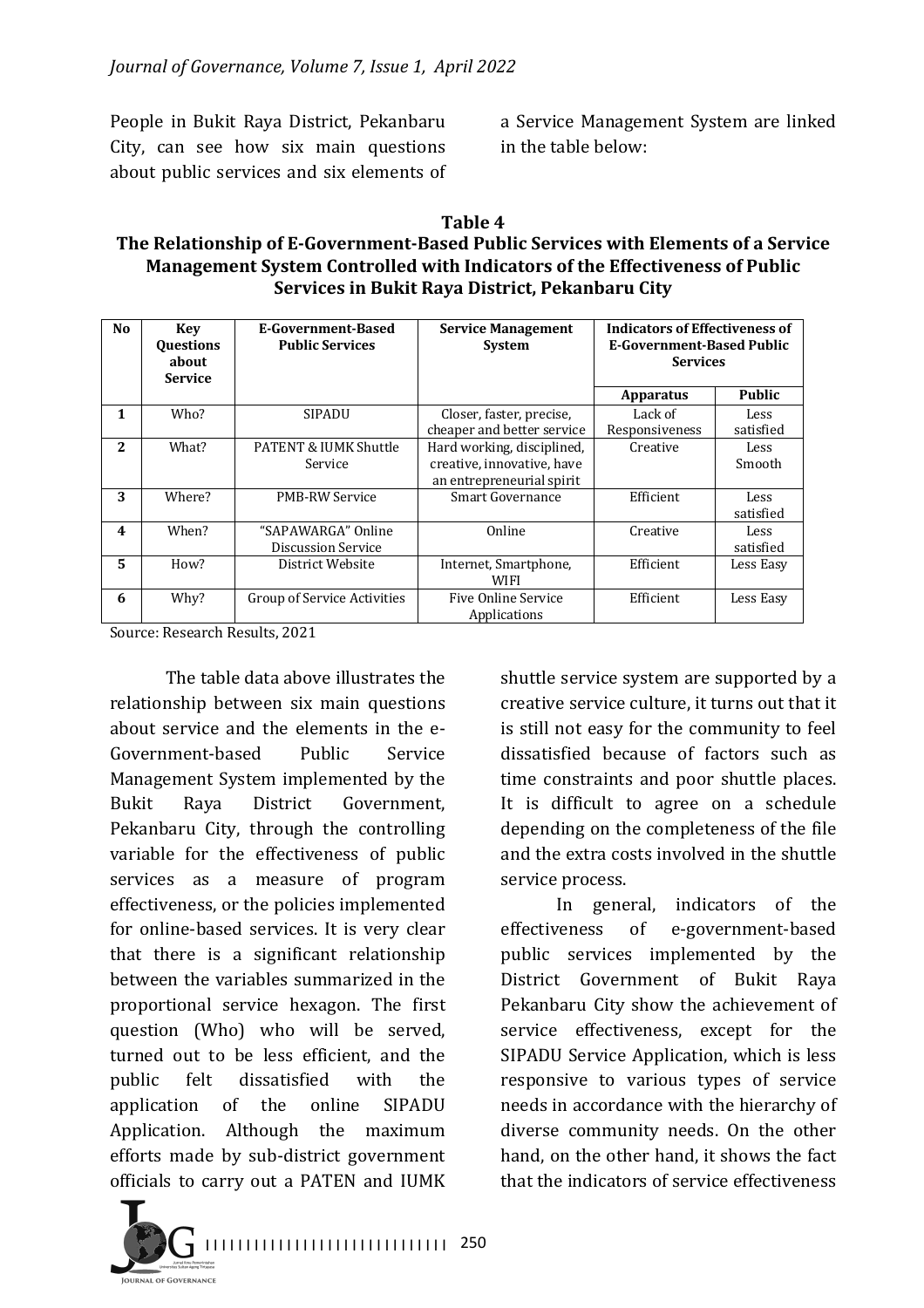People in Bukit Raya District, Pekanbaru City, can see how six main questions about public services and six elements of a Service Management System are linked in the table below:

**Table 4**
**The Relationship of E-Government-Based Public Services with Elements of a Service Management System Controlled with Indicators of the Effectiveness of Public Services in Bukit Raya District, Pekanbaru City**

| No | Key Questions about Service | E-Government-Based Public Services | Service Management System | Indicators of Effectiveness of E-Government-Based Public Services | |
|---|---|---|---|---|---|
| | | | | Apparatus | Public |
| 1 | Who? | SIPADU | Closer, faster, precise, cheaper and better service | Lack of Responsiveness | Less satisfied |
| 2 | What? | PATENT & IUMK Shuttle Service | Hard working, disciplined, creative, innovative, have an entrepreneurial spirit | Creative | Less Smooth |
| 3 | Where? | PMB-RW Service | Smart Governance | Efficient | Less satisfied |
| 4 | When? | "SAPAWARGA" Online Discussion Service | Online | Creative | Less satisfied |
| 5 | How? | District Website | Internet, Smartphone, WIFI | Efficient | Less Easy |
| 6 | Why? | Group of Service Activities | Five Online Service Applications | Efficient | Less Easy |

Source: Research Results, 2021

The table data above illustrates the relationship between six main questions about service and the elements in the e-Government-based Public Service Management System implemented by the Bukit Raya District Government, Pekanbaru City, through the controlling variable for the effectiveness of public services as a measure of program effectiveness, or the policies implemented for online-based services. It is very clear that there is a significant relationship between the variables summarized in the proportional service hexagon. The first question (Who) who will be served, turned out to be less efficient, and the public felt dissatisfied with the application of the online SIPADU Application. Although the maximum efforts made by sub-district government officials to carry out a PATEN and IUMK shuttle service system are supported by a creative service culture, it turns out that it is still not easy for the community to feel dissatisfied because of factors such as time constraints and poor shuttle places. It is difficult to agree on a schedule depending on the completeness of the file and the extra costs involved in the shuttle service process.

In general, indicators of the effectiveness of e-government-based public services implemented by the District Government of Bukit Raya Pekanbaru City show the achievement of service effectiveness, except for the SIPADU Service Application, which is less responsive to various types of service needs in accordance with the hierarchy of diverse community needs. On the other hand, on the other hand, it shows the fact that the indicators of service effectiveness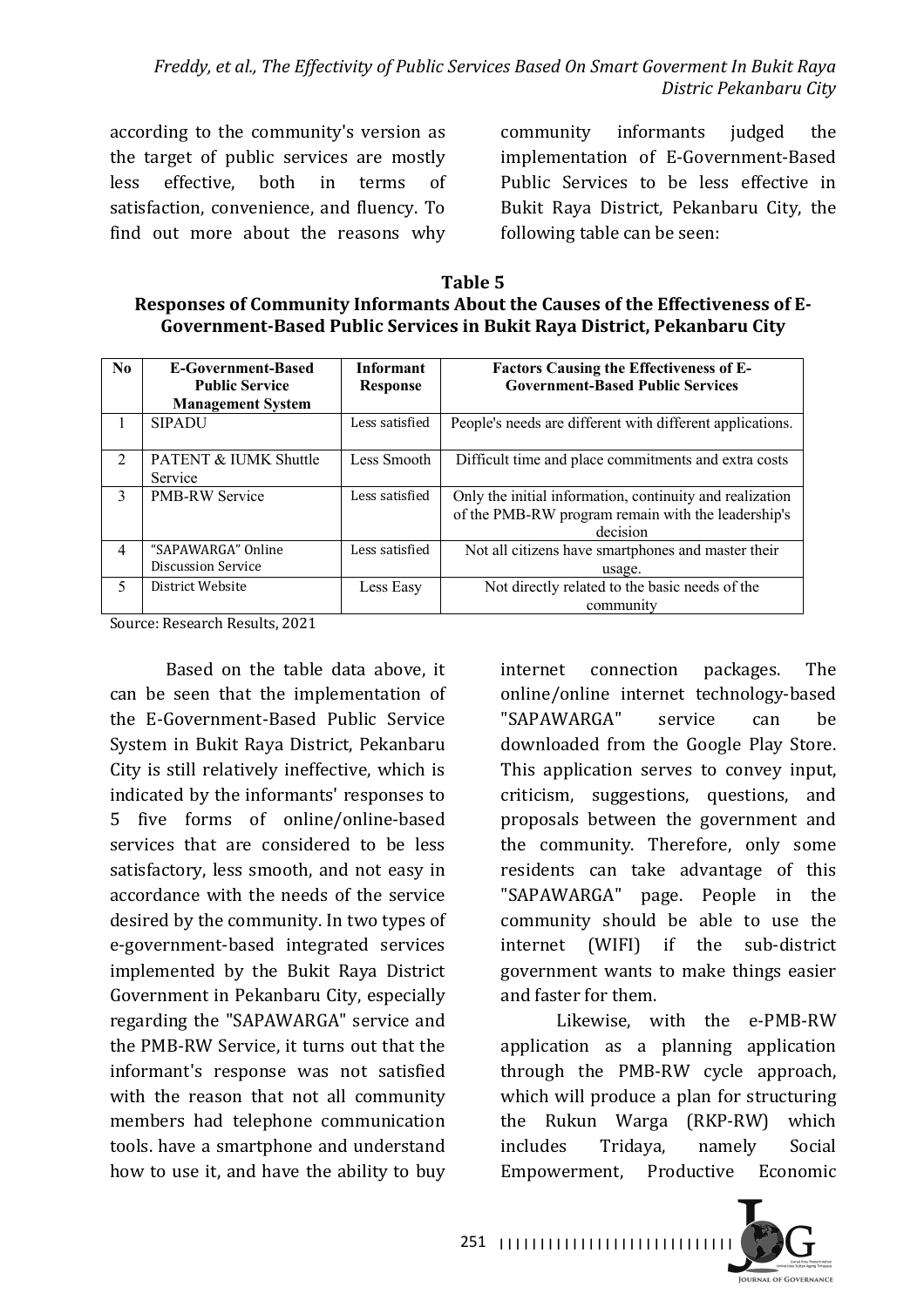according to the community's version as the target of public services are mostly less effective, both in terms of satisfaction, convenience, and fluency. To find out more about the reasons why community informants judged the implementation of E-Government-Based Public Services to be less effective in Bukit Raya District, Pekanbaru City, the following table can be seen:

**Table 5**
**Responses of Community Informants About the Causes of the Effectiveness of E-Government-Based Public Services in Bukit Raya District, Pekanbaru City**

| No | E-Government-Based Public Service Management System | Informant Response | Factors Causing the Effectiveness of E-Government-Based Public Services |
|---|---|---|---|
| 1 | SIPADU | Less satisfied | People's needs are different with different applications. |
| 2 | PATENT & IUMK Shuttle Service | Less Smooth | Difficult time and place commitments and extra costs |
| 3 | PMB-RW Service | Less satisfied | Only the initial information, continuity and realization of the PMB-RW program remain with the leadership's decision |
| 4 | "SAPAWARGA" Online Discussion Service | Less satisfied | Not all citizens have smartphones and master their usage. |
| 5 | District Website | Less Easy | Not directly related to the basic needs of the community |

Source: Research Results, 2021

Based on the table data above, it can be seen that the implementation of the E-Government-Based Public Service System in Bukit Raya District, Pekanbaru City is still relatively ineffective, which is indicated by the informants' responses to 5 five forms of online/online-based services that are considered to be less satisfactory, less smooth, and not easy in accordance with the needs of the service desired by the community. In two types of e-government-based integrated services implemented by the Bukit Raya District Government in Pekanbaru City, especially regarding the "SAPAWARGA" service and the PMB-RW Service, it turns out that the informant's response was not satisfied with the reason that not all community members had telephone communication tools. have a smartphone and understand how to use it, and have the ability to buy internet connection packages. The online/online internet technology-based "SAPAWARGA" service can be downloaded from the Google Play Store. This application serves to convey input, criticism, suggestions, questions, and proposals between the government and the community. Therefore, only some residents can take advantage of this "SAPAWARGA" page. People in the community should be able to use the internet (WIFI) if the sub-district government wants to make things easier and faster for them.

Likewise, with the e-PMB-RW application as a planning application through the PMB-RW cycle approach, which will produce a plan for structuring the Rukun Warga (RKP-RW) which includes Tridaya, namely Social Empowerment, Productive Economic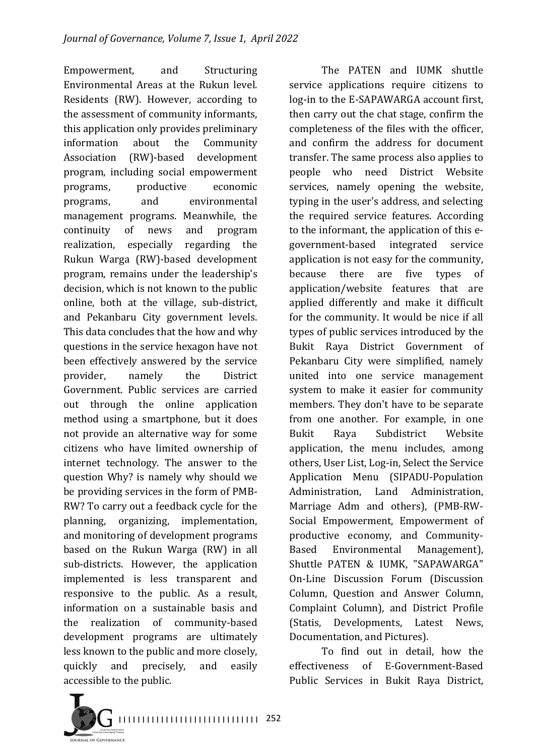Empowerment, and Structuring Environmental Areas at the Rukun level. Residents (RW). However, according to the assessment of community informants, this application only provides preliminary information about the Community Association (RW)-based development program, including social empowerment programs, productive economic programs, and environmental management programs. Meanwhile, the continuity of news and program realization, especially regarding the Rukun Warga (RW)-based development program, remains under the leadership's decision, which is not known to the public online, both at the village, sub-district, and Pekanbaru City government levels. This data concludes that the how and why questions in the service hexagon have not been effectively answered by the service provider, namely the District Government. Public services are carried out through the online application method using a smartphone, but it does not provide an alternative way for some citizens who have limited ownership of internet technology. The answer to the question Why? is namely why should we be providing services in the form of PMB-RW? To carry out a feedback cycle for the planning, organizing, implementation, and monitoring of development programs based on the Rukun Warga (RW) in all sub-districts. However, the application implemented is less transparent and responsive to the public. As a result, information on a sustainable basis and the realization of community-based development programs are ultimately less known to the public and more closely, quickly and precisely, and easily accessible to the public.

The PATEN and IUMK shuttle service applications require citizens to log-in to the E-SAPAWARGA account first, then carry out the chat stage, confirm the completeness of the files with the officer, and confirm the address for document transfer. The same process also applies to people who need District Website services, namely opening the website, typing in the user's address, and selecting the required service features. According to the informant, the application of this e-government-based integrated service application is not easy for the community, because there are five types of application/website features that are applied differently and make it difficult for the community. It would be nice if all types of public services introduced by the Bukit Raya District Government of Pekanbaru City were simplified, namely united into one service management system to make it easier for community members. They don't have to be separate from one another. For example, in one Bukit Raya Subdistrict Website application, the menu includes, among others, User List, Log-in, Select the Service Application Menu (SIPADU-Population Administration, Land Administration, Marriage Adm and others), (PMB-RW-Social Empowerment, Empowerment of productive economy, and Community-Based Environmental Management), Shuttle PATEN & IUMK, "SAPAWARGA" On-Line Discussion Forum (Discussion Column, Question and Answer Column, Complaint Column), and District Profile (Statis, Developments, Latest News, Documentation, and Pictures).

To find out in detail, how the effectiveness of E-Government-Based Public Services in Bukit Raya District,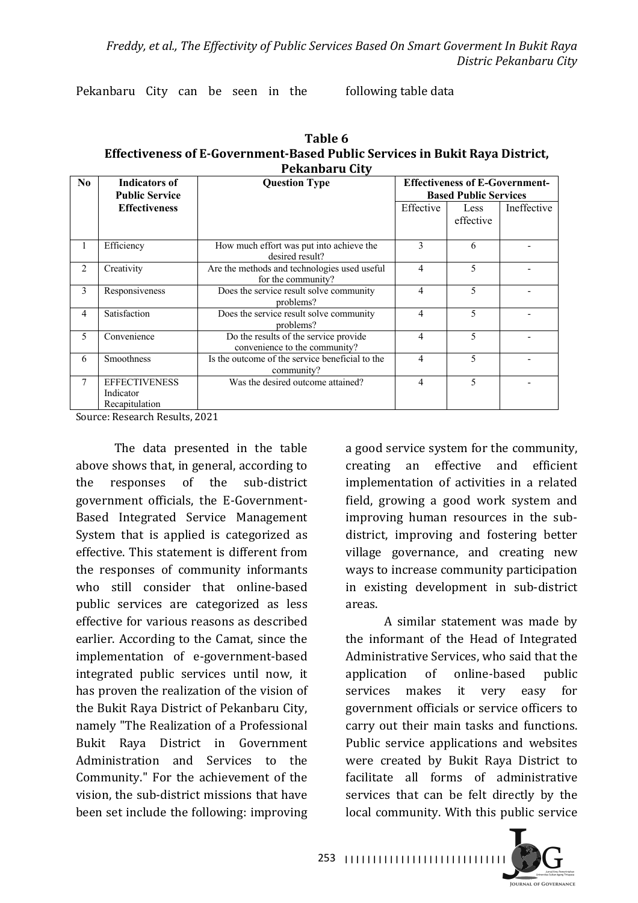Pekanbaru City can be seen in the following table data

**Table 6**
**Effectiveness of E-Government-Based Public Services in Bukit Raya District, Pekanbaru City**

| No | Indicators of Public Service Effectiveness | Question Type | Effectiveness of E-Government-Based Public Services | | |
|---|---|---|---|---|---|
| | | | Effective | Less effective | Ineffective |
| 1 | Efficiency | How much effort was put into achieve the desired result? | 3 | 6 | - |
| 2 | Creativity | Are the methods and technologies used useful for the community? | 4 | 5 | - |
| 3 | Responsiveness | Does the service result solve community problems? | 4 | 5 | - |
| 4 | Satisfaction | Does the service result solve community problems? | 4 | 5 | - |
| 5 | Convenience | Do the results of the service provide convenience to the community? | 4 | 5 | - |
| 6 | Smoothness | Is the outcome of the service beneficial to the community? | 4 | 5 | - |
| 7 | EFFECTIVENESS Indicator Recapitulation | Was the desired outcome attained? | 4 | 5 | - |

Source: Research Results, 2021

The data presented in the table above shows that, in general, according to the responses of the sub-district government officials, the E-Government-Based Integrated Service Management System that is applied is categorized as effective. This statement is different from the responses of community informants who still consider that online-based public services are categorized as less effective for various reasons as described earlier. According to the Camat, since the implementation of e-government-based integrated public services until now, it has proven the realization of the vision of the Bukit Raya District of Pekanbaru City, namely "The Realization of a Professional Bukit Raya District in Government Administration and Services to the Community." For the achievement of the vision, the sub-district missions that have been set include the following: improving a good service system for the community, creating an effective and efficient implementation of activities in a related field, growing a good work system and improving human resources in the sub-district, improving and fostering better village governance, and creating new ways to increase community participation in existing development in sub-district areas.

A similar statement was made by the informant of the Head of Integrated Administrative Services, who said that the application of online-based public services makes it very easy for government officials or service officers to carry out their main tasks and functions. Public service applications and websites were created by Bukit Raya District to facilitate all forms of administrative services that can be felt directly by the local community. With this public service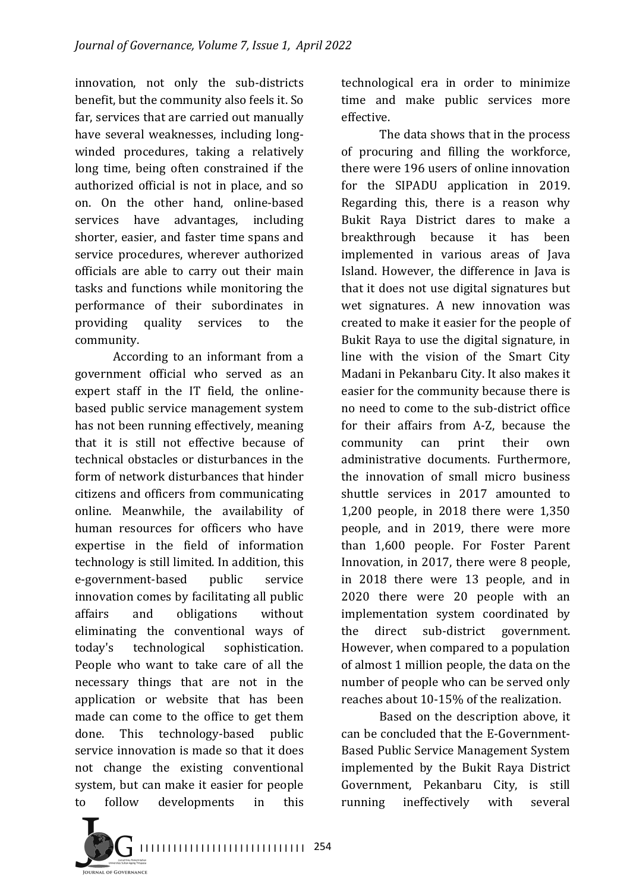innovation, not only the sub-districts benefit, but the community also feels it. So far, services that are carried out manually have several weaknesses, including long-winded procedures, taking a relatively long time, being often constrained if the authorized official is not in place, and so on. On the other hand, online-based services have advantages, including shorter, easier, and faster time spans and service procedures, wherever authorized officials are able to carry out their main tasks and functions while monitoring the performance of their subordinates in providing quality services to the community.

According to an informant from a government official who served as an expert staff in the IT field, the online-based public service management system has not been running effectively, meaning that it is still not effective because of technical obstacles or disturbances in the form of network disturbances that hinder citizens and officers from communicating online. Meanwhile, the availability of human resources for officers who have expertise in the field of information technology is still limited. In addition, this e-government-based public service innovation comes by facilitating all public affairs and obligations without eliminating the conventional ways of today's technological sophistication. People who want to take care of all the necessary things that are not in the application or website that has been made can come to the office to get them done. This technology-based public service innovation is made so that it does not change the existing conventional system, but can make it easier for people to follow developments in this technological era in order to minimize time and make public services more effective.

The data shows that in the process of procuring and filling the workforce, there were 196 users of online innovation for the SIPADU application in 2019. Regarding this, there is a reason why Bukit Raya District dares to make a breakthrough because it has been implemented in various areas of Java Island. However, the difference in Java is that it does not use digital signatures but wet signatures. A new innovation was created to make it easier for the people of Bukit Raya to use the digital signature, in line with the vision of the Smart City Madani in Pekanbaru City. It also makes it easier for the community because there is no need to come to the sub-district office for their affairs from A-Z, because the community can print their own administrative documents. Furthermore, the innovation of small micro business shuttle services in 2017 amounted to 1,200 people, in 2018 there were 1,350 people, and in 2019, there were more than 1,600 people. For Foster Parent Innovation, in 2017, there were 8 people, in 2018 there were 13 people, and in 2020 there were 20 people with an implementation system coordinated by the direct sub-district government. However, when compared to a population of almost 1 million people, the data on the number of people who can be served only reaches about 10-15% of the realization.

Based on the description above, it can be concluded that the E-Government-Based Public Service Management System implemented by the Bukit Raya District Government, Pekanbaru City, is still running ineffectively with several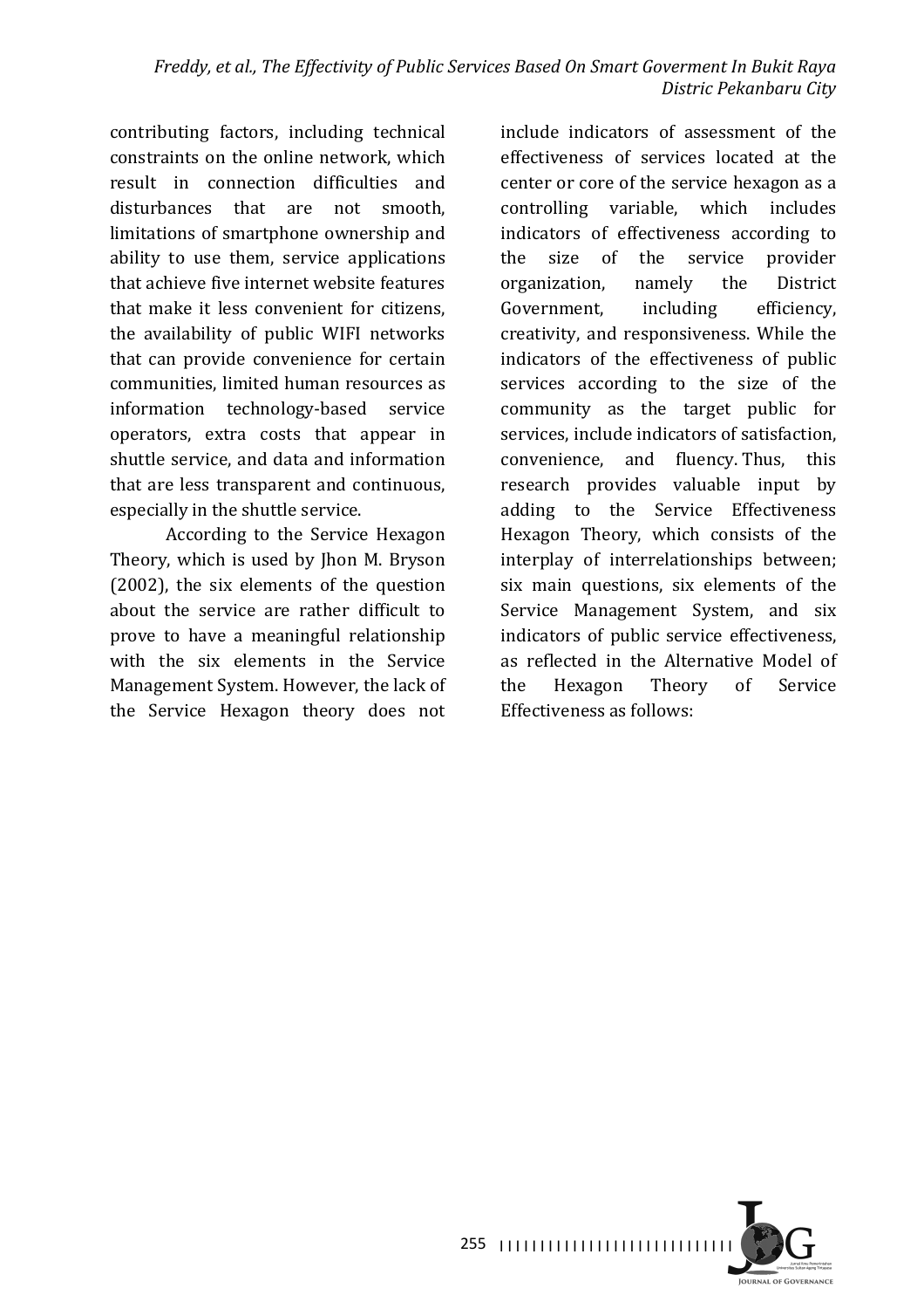contributing factors, including technical constraints on the online network, which result in connection difficulties and disturbances that are not smooth, limitations of smartphone ownership and ability to use them, service applications that achieve five internet website features that make it less convenient for citizens, the availability of public WIFI networks that can provide convenience for certain communities, limited human resources as information technology-based service operators, extra costs that appear in shuttle service, and data and information that are less transparent and continuous, especially in the shuttle service.

According to the Service Hexagon Theory, which is used by Jhon M. Bryson (2002), the six elements of the question about the service are rather difficult to prove to have a meaningful relationship with the six elements in the Service Management System. However, the lack of the Service Hexagon theory does not include indicators of assessment of the effectiveness of services located at the center or core of the service hexagon as a controlling variable, which includes indicators of effectiveness according to the size of the service provider organization, namely the District Government, including efficiency, creativity, and responsiveness. While the indicators of the effectiveness of public services according to the size of the community as the target public for services, include indicators of satisfaction, convenience, and fluency. Thus, this research provides valuable input by adding to the Service Effectiveness Hexagon Theory, which consists of the interplay of interrelationships between; six main questions, six elements of the Service Management System, and six indicators of public service effectiveness, as reflected in the Alternative Model of the Hexagon Theory of Service Effectiveness as follows: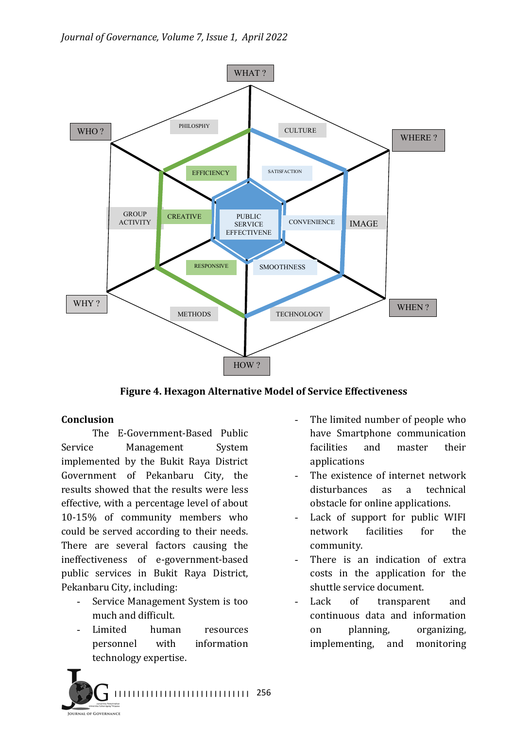**Figure 4. Hexagon Alternative Model of Service Effectiveness**

## Conclusion

The E-Government-Based Public Service Management System implemented by the Bukit Raya District Government of Pekanbaru City, the results showed that the results were less effective, with a percentage level of about 10-15% of community members who could be served according to their needs. There are several factors causing the ineffectiveness of e-government-based public services in Bukit Raya District, Pekanbaru City, including:

- Service Management System is too much and difficult.
- Limited human resources personnel with information technology expertise.
- The limited number of people who have Smartphone communication facilities and master their applications
- The existence of internet network disturbances as a technical obstacle for online applications.
- Lack of support for public WIFI network facilities for the community.
- There is an indication of extra costs in the application for the shuttle service document.
- Lack of transparent and continuous data and information on planning, organizing, implementing, and monitoring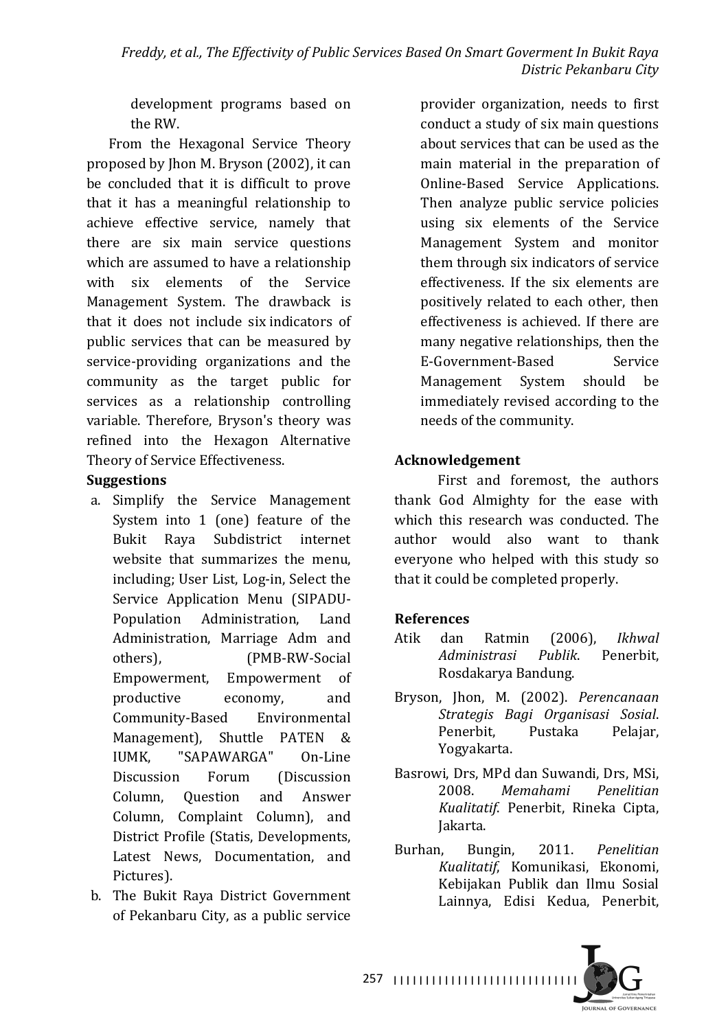development programs based on the RW.

From the Hexagonal Service Theory proposed by Jhon M. Bryson (2002), it can be concluded that it is difficult to prove that it has a meaningful relationship to achieve effective service, namely that there are six main service questions which are assumed to have a relationship with six elements of the Service Management System. The drawback is that it does not include six indicators of public services that can be measured by service-providing organizations and the community as the target public for services as a relationship controlling variable. Therefore, Bryson's theory was refined into the Hexagon Alternative Theory of Service Effectiveness.

**Suggestions**

a. Simplify the Service Management System into 1 (one) feature of the Bukit Raya Subdistrict internet website that summarizes the menu, including; User List, Log-in, Select the Service Application Menu (SIPADU-Population Administration, Land Administration, Marriage Adm and others), (PMB-RW-Social Empowerment, Empowerment of productive economy, and Community-Based Environmental Management), Shuttle PATEN & IUMK, "SAPAWARGA" On-Line Discussion Forum (Discussion Column, Question and Answer Column, Complaint Column), and District Profile (Statis, Developments, Latest News, Documentation, and Pictures).

b. The Bukit Raya District Government of Pekanbaru City, as a public service provider organization, needs to first conduct a study of six main questions about services that can be used as the main material in the preparation of Online-Based Service Applications. Then analyze public service policies using six elements of the Service Management System and monitor them through six indicators of service effectiveness. If the six elements are positively related to each other, then effectiveness is achieved. If there are many negative relationships, then the E-Government-Based Service Management System should be immediately revised according to the needs of the community.

## Acknowledgement

First and foremost, the authors thank God Almighty for the ease with which this research was conducted. The author would also want to thank everyone who helped with this study so that it could be completed properly.

## References

Atik dan Ratmin (2006), *Ikhwal Administrasi Publik*. Penerbit, Rosdakarya Bandung.

Bryson, Jhon, M. (2002). *Perencanaan Strategis Bagi Organisasi Sosial*. Penerbit, Pustaka Pelajar, Yogyakarta.

Basrowi, Drs, MPd dan Suwandi, Drs, MSi, 2008. *Memahami Penelitian Kualitatif*. Penerbit, Rineka Cipta, Jakarta.

Burhan, Bungin, 2011. *Penelitian Kualitatif*, Komunikasi, Ekonomi, Kebijakan Publik dan Ilmu Sosial Lainnya, Edisi Kedua, Penerbit,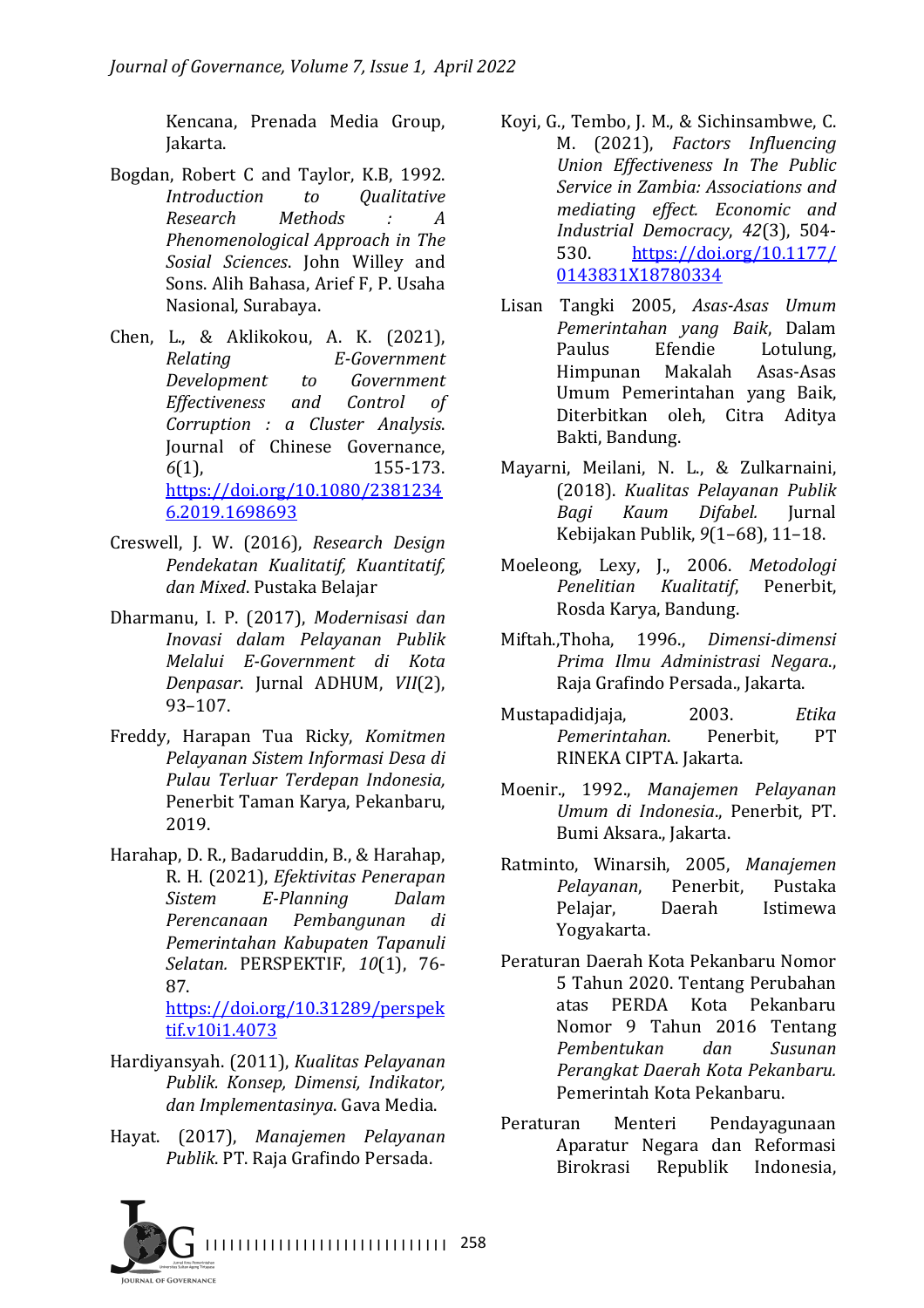Kencana, Prenada Media Group, Jakarta.

Bogdan, Robert C and Taylor, K.B, 1992. *Introduction to Qualitative Research Methods : A Phenomenological Approach in The Sosial Sciences*. John Willey and Sons. Alih Bahasa, Arief F, P. Usaha Nasional, Surabaya.

Chen, L., & Aklikokou, A. K. (2021), *Relating E-Government Development to Government Effectiveness and Control of Corruption : a Cluster Analysis*. Journal of Chinese Governance, *6*(1), 155-173. https://doi.org/10.1080/23812346.2019.1698693

Creswell, J. W. (2016), *Research Design Pendekatan Kualitatif, Kuantitatif, dan Mixed*. Pustaka Belajar

Dharmanu, I. P. (2017), *Modernisasi dan Inovasi dalam Pelayanan Publik Melalui E-Government di Kota Denpasar*. Jurnal ADHUM, *VII*(2), 93–107.

Freddy, Harapan Tua Ricky, *Komitmen Pelayanan Sistem Informasi Desa di Pulau Terluar Terdepan Indonesia,* Penerbit Taman Karya, Pekanbaru, 2019.

Harahap, D. R., Badaruddin, B., & Harahap, R. H. (2021), *Efektivitas Penerapan Sistem E-Planning Dalam Perencanaan Pembangunan di Pemerintahan Kabupaten Tapanuli Selatan.* PERSPEKTIF, *10*(1), 76-87. https://doi.org/10.31289/perspektif.v10i1.4073

Hardiyansyah. (2011), *Kualitas Pelayanan Publik. Konsep, Dimensi, Indikator, dan Implementasinya*. Gava Media.

Hayat. (2017), *Manajemen Pelayanan Publik*. PT. Raja Grafindo Persada.

Koyi, G., Tembo, J. M., & Sichinsambwe, C. M. (2021), *Factors Influencing Union Effectiveness In The Public Service in Zambia: Associations and mediating effect. Economic and Industrial Democracy*, *42*(3), 504-530. https://doi.org/10.1177/0143831X18780334

Lisan Tangki 2005, *Asas-Asas Umum Pemerintahan yang Baik*, Dalam Paulus Efendie Lotulung, Himpunan Makalah Asas-Asas Umum Pemerintahan yang Baik, Diterbitkan oleh, Citra Aditya Bakti, Bandung.

Mayarni, Meilani, N. L., & Zulkarnaini, (2018). *Kualitas Pelayanan Publik Bagi Kaum Difabel.* Jurnal Kebijakan Publik, *9*(1–68), 11–18.

Moeleong, Lexy, J., 2006. *Metodologi Penelitian Kualitatif*, Penerbit, Rosda Karya, Bandung.

Miftah.,Thoha, 1996., *Dimensi-dimensi Prima Ilmu Administrasi Negara.*, Raja Grafindo Persada., Jakarta.

Mustapadidjaja, 2003. *Etika Pemerintahan*. Penerbit, PT RINEKA CIPTA. Jakarta.

Moenir., 1992., *Manajemen Pelayanan Umum di Indonesia*., Penerbit, PT. Bumi Aksara., Jakarta.

Ratminto, Winarsih, 2005, *Manajemen Pelayanan*, Penerbit, Pustaka Pelajar, Daerah Istimewa Yogyakarta.

Peraturan Daerah Kota Pekanbaru Nomor 5 Tahun 2020. Tentang Perubahan atas PERDA Kota Pekanbaru Nomor 9 Tahun 2016 Tentang *Pembentukan dan Susunan Perangkat Daerah Kota Pekanbaru.* Pemerintah Kota Pekanbaru.

Peraturan Menteri Pendayagunaan Aparatur Negara dan Reformasi Birokrasi Republik Indonesia,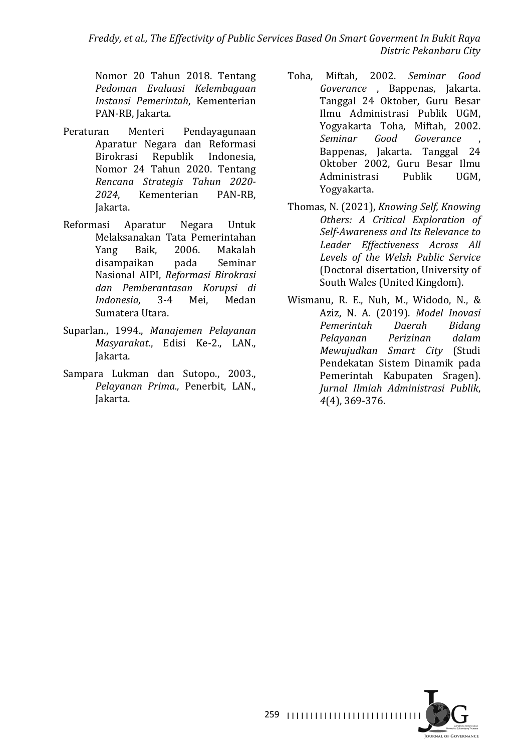Nomor 20 Tahun 2018. Tentang *Pedoman Evaluasi Kelembagaan Instansi Pemerintah*, Kementerian PAN-RB, Jakarta.

Peraturan Menteri Pendayagunaan Aparatur Negara dan Reformasi Birokrasi Republik Indonesia, Nomor 24 Tahun 2020. Tentang *Rencana Strategis Tahun 2020-2024*, Kementerian PAN-RB, Jakarta.

Reformasi Aparatur Negara Untuk Melaksanakan Tata Pemerintahan Yang Baik, 2006. Makalah disampaikan pada Seminar Nasional AIPI, *Reformasi Birokrasi dan Pemberantasan Korupsi di Indonesia*, 3-4 Mei, Medan Sumatera Utara.

Suparlan., 1994., *Manajemen Pelayanan Masyarakat.*, Edisi Ke-2., LAN., Jakarta.

Sampara Lukman dan Sutopo., 2003., *Pelayanan Prima.,* Penerbit, LAN., Jakarta.

Toha, Miftah, 2002. *Seminar Good Goverance* , Bappenas, Jakarta. Tanggal 24 Oktober, Guru Besar Ilmu Administrasi Publik UGM, Yogyakarta Toha, Miftah, 2002. *Seminar Good Goverance* , Bappenas, Jakarta. Tanggal 24 Oktober 2002, Guru Besar Ilmu Administrasi Publik UGM, Yogyakarta.

Thomas, N. (2021), *Knowing Self, Knowing Others: A Critical Exploration of Self-Awareness and Its Relevance to Leader Effectiveness Across All Levels of the Welsh Public Service* (Doctoral disertation, University of South Wales (United Kingdom).

Wismanu, R. E., Nuh, M., Widodo, N., & Aziz, N. A. (2019). *Model Inovasi Pemerintah Daerah Bidang Pelayanan Perizinan dalam Mewujudkan Smart City* (Studi Pendekatan Sistem Dinamik pada Pemerintah Kabupaten Sragen). *Jurnal Ilmiah Administrasi Publik*, *4*(4), 369-376.